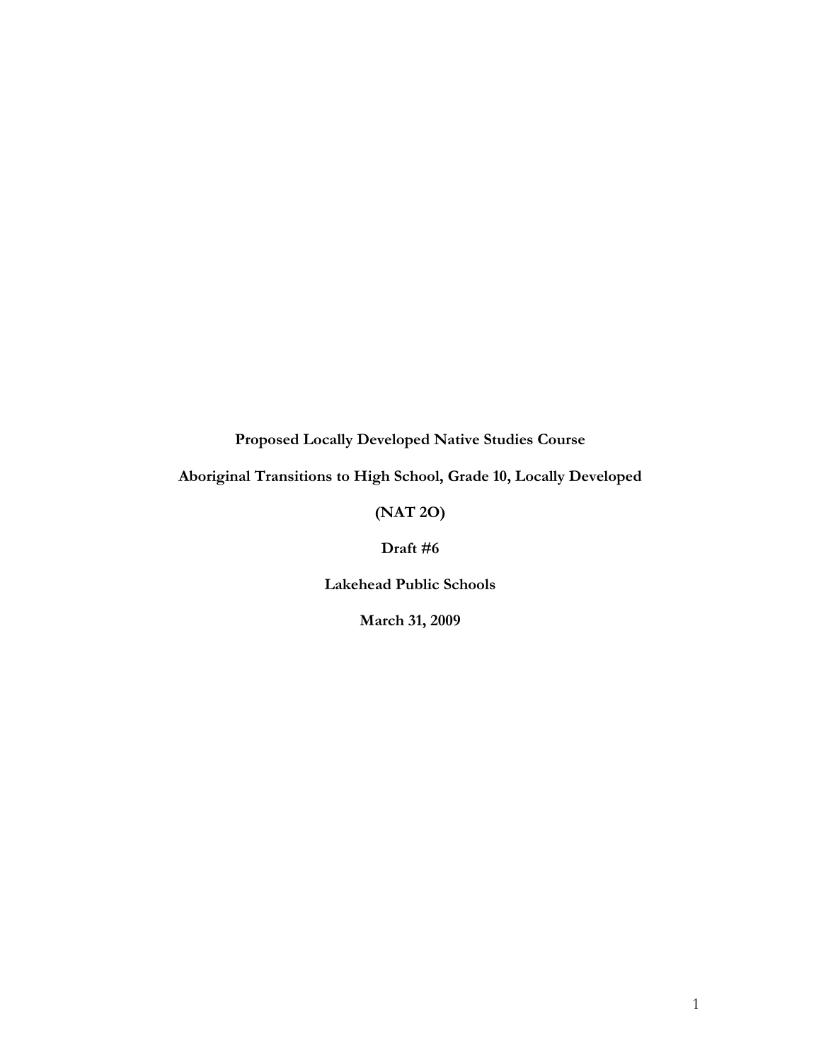**Proposed Locally Developed Native Studies Course**

**Aboriginal Transitions to High School, Grade 10, Locally Developed**

**(NAT 2O)**

**Draft #6**

**Lakehead Public Schools**

**March 31, 2009**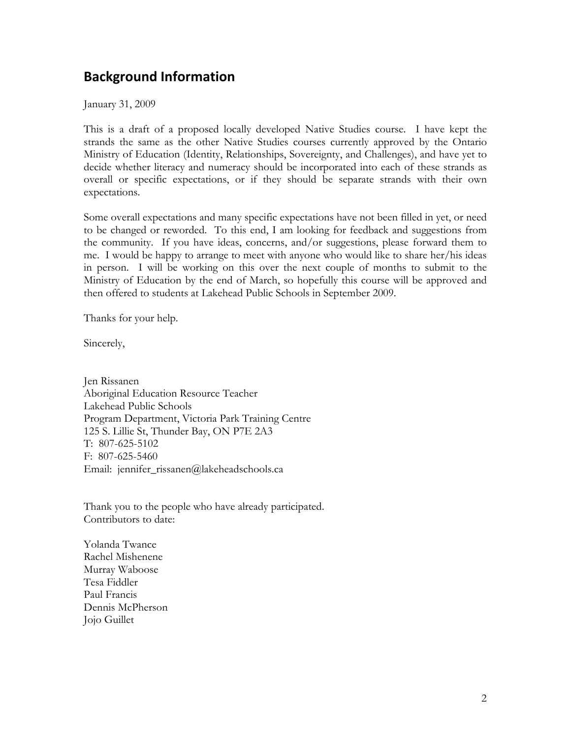## Background Information

January 31, 2009

This is a draft of a proposed locally developed Native Studies course. I have kept the strands the same as the other Native Studies courses currently approved by the Ontario Ministry of Education (Identity, Relationships, Sovereignty, and Challenges), and have yet to decide whether literacy and numeracy should be incorporated into each of these strands as overall or specific expectations, or if they should be separate strands with their own expectations.

Some overall expectations and many specific expectations have not been filled in yet, or need to be changed or reworded. To this end, I am looking for feedback and suggestions from the community. If you have ideas, concerns, and/or suggestions, please forward them to me. I would be happy to arrange to meet with anyone who would like to share her/his ideas in person. I will be working on this over the next couple of months to submit to the Ministry of Education by the end of March, so hopefully this course will be approved and then offered to students at Lakehead Public Schools in September 2009.

Thanks for your help.

Sincerely,

Jen Rissanen
Aboriginal Education Resource Teacher
Lakehead Public Schools
Program Department, Victoria Park Training Centre
125 S. Lillie St, Thunder Bay, ON P7E 2A3
T: 807-625-5102
F: 807-625-5460
Email: jennifer_rissanen@lakeheadschools.ca

Thank you to the people who have already participated.
Contributors to date:

Yolanda Twance
Rachel Mishenene
Murray Waboose
Tesa Fiddler
Paul Francis
Dennis McPherson
Jojo Guillet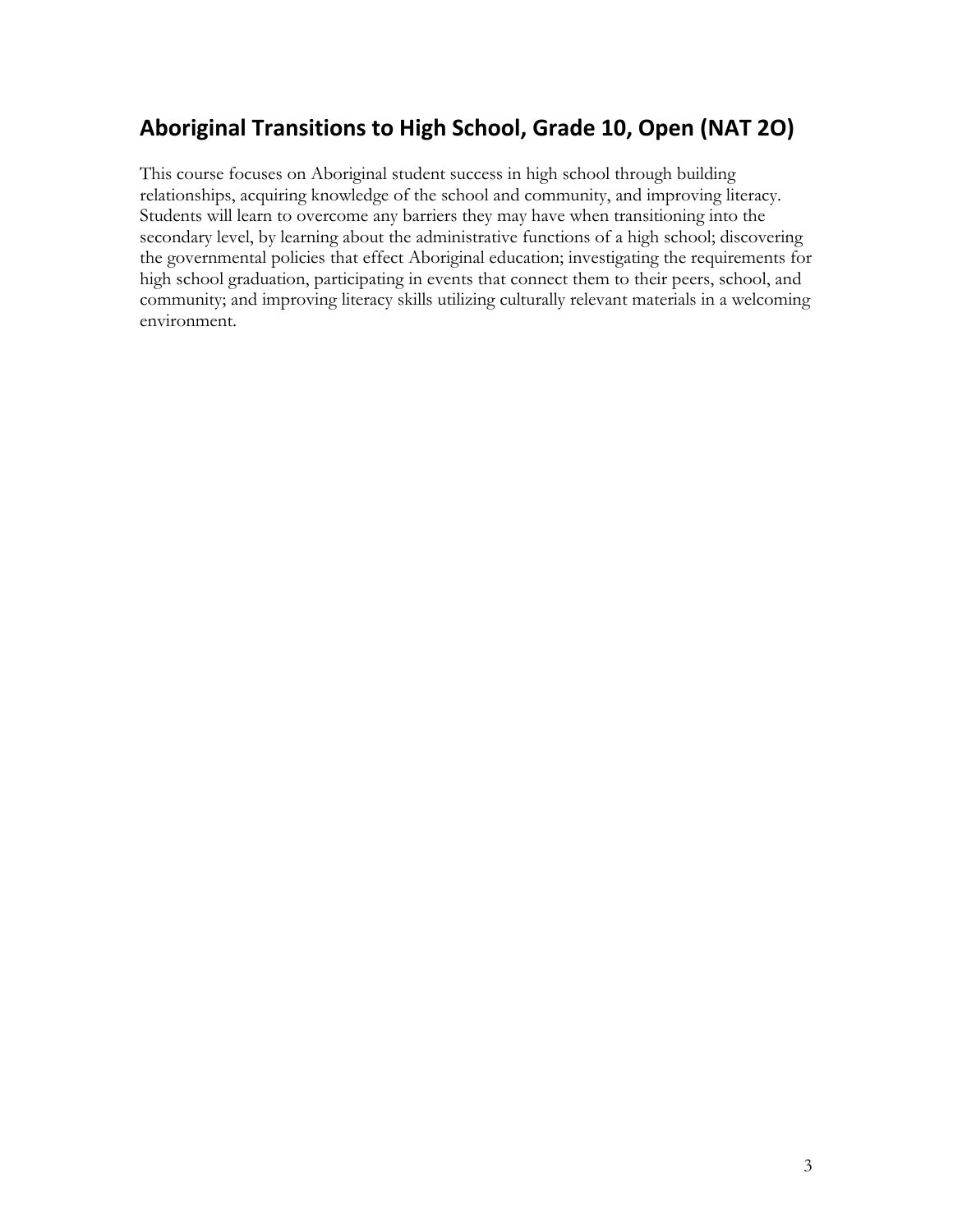## Aboriginal Transitions to High School, Grade 10, Open (NAT 2O)

This course focuses on Aboriginal student success in high school through building relationships, acquiring knowledge of the school and community, and improving literacy. Students will learn to overcome any barriers they may have when transitioning into the secondary level, by learning about the administrative functions of a high school; discovering the governmental policies that effect Aboriginal education; investigating the requirements for high school graduation, participating in events that connect them to their peers, school, and community; and improving literacy skills utilizing culturally relevant materials in a welcoming environment.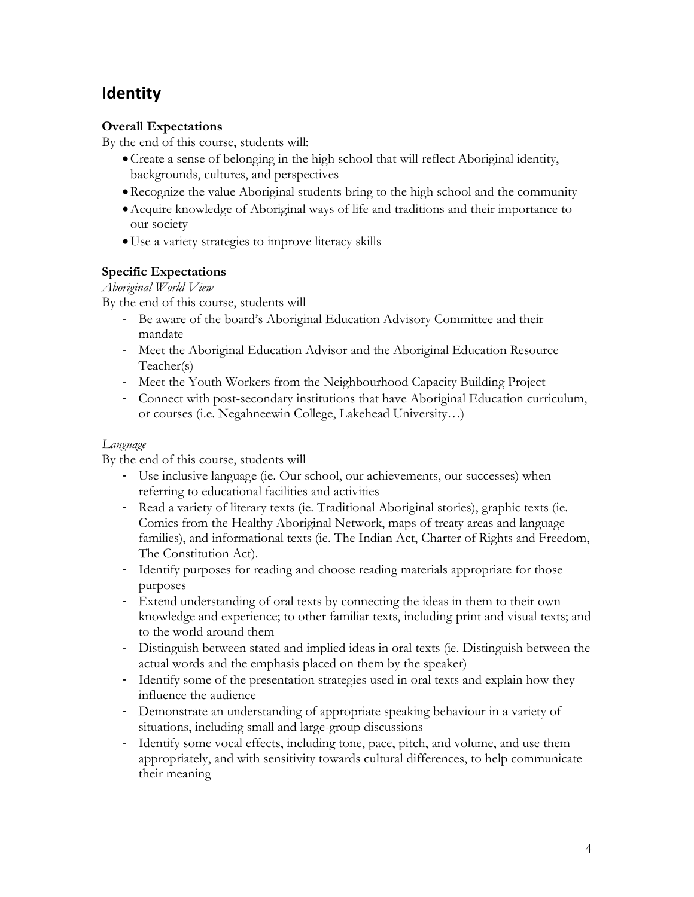# Identity

**Overall Expectations**

By the end of this course, students will:

- Create a sense of belonging in the high school that will reflect Aboriginal identity, backgrounds, cultures, and perspectives
- Recognize the value Aboriginal students bring to the high school and the community
- Acquire knowledge of Aboriginal ways of life and traditions and their importance to our society
- Use a variety strategies to improve literacy skills

**Specific Expectations**

*Aboriginal World View*

By the end of this course, students will

- Be aware of the board's Aboriginal Education Advisory Committee and their mandate
- Meet the Aboriginal Education Advisor and the Aboriginal Education Resource Teacher(s)
- Meet the Youth Workers from the Neighbourhood Capacity Building Project
- Connect with post-secondary institutions that have Aboriginal Education curriculum, or courses (i.e. Negahneewin College, Lakehead University…)

*Language*

By the end of this course, students will

- Use inclusive language (ie. Our school, our achievements, our successes) when referring to educational facilities and activities
- Read a variety of literary texts (ie. Traditional Aboriginal stories), graphic texts (ie. Comics from the Healthy Aboriginal Network, maps of treaty areas and language families), and informational texts (ie. The Indian Act, Charter of Rights and Freedom, The Constitution Act).
- Identify purposes for reading and choose reading materials appropriate for those purposes
- Extend understanding of oral texts by connecting the ideas in them to their own knowledge and experience; to other familiar texts, including print and visual texts; and to the world around them
- Distinguish between stated and implied ideas in oral texts (ie. Distinguish between the actual words and the emphasis placed on them by the speaker)
- Identify some of the presentation strategies used in oral texts and explain how they influence the audience
- Demonstrate an understanding of appropriate speaking behaviour in a variety of situations, including small and large-group discussions
- Identify some vocal effects, including tone, pace, pitch, and volume, and use them appropriately, and with sensitivity towards cultural differences, to help communicate their meaning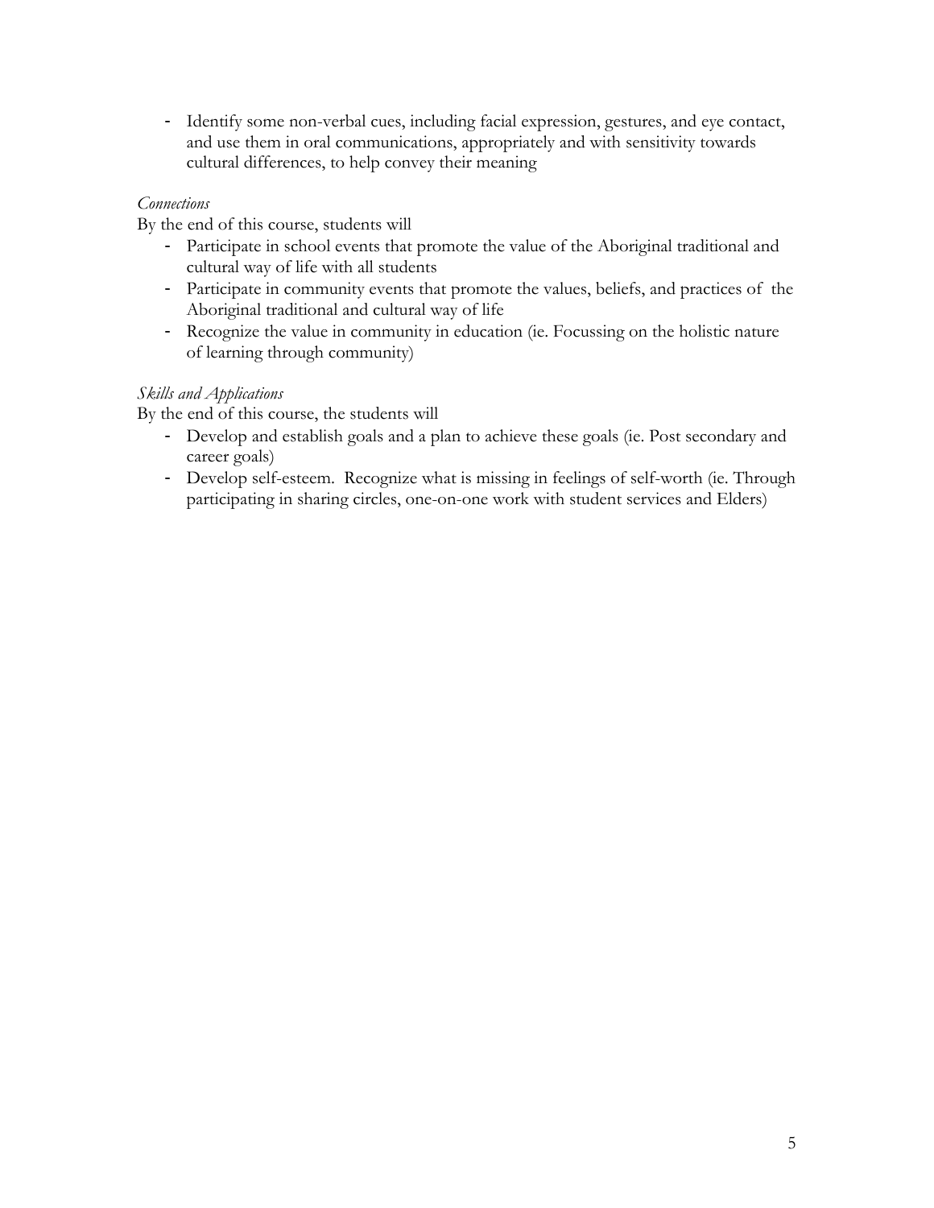- Identify some non-verbal cues, including facial expression, gestures, and eye contact, and use them in oral communications, appropriately and with sensitivity towards cultural differences, to help convey their meaning

*Connections*

By the end of this course, students will

- Participate in school events that promote the value of the Aboriginal traditional and cultural way of life with all students
- Participate in community events that promote the values, beliefs, and practices of the Aboriginal traditional and cultural way of life
- Recognize the value in community in education (ie. Focussing on the holistic nature of learning through community)

*Skills and Applications*

By the end of this course, the students will

- Develop and establish goals and a plan to achieve these goals (ie. Post secondary and career goals)
- Develop self-esteem. Recognize what is missing in feelings of self-worth (ie. Through participating in sharing circles, one-on-one work with student services and Elders)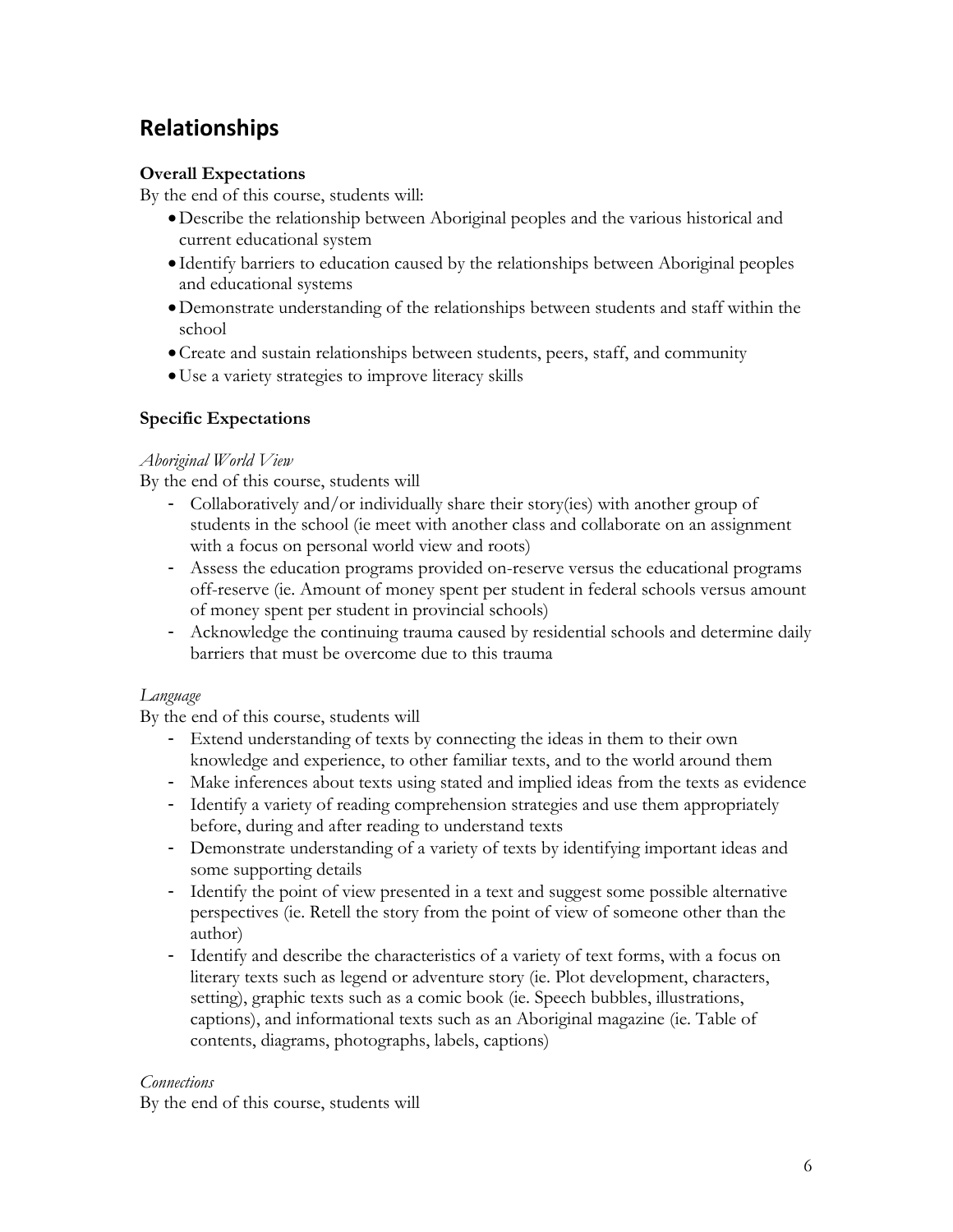## Relationships

**Overall Expectations**

By the end of this course, students will:

- Describe the relationship between Aboriginal peoples and the various historical and current educational system
- Identify barriers to education caused by the relationships between Aboriginal peoples and educational systems
- Demonstrate understanding of the relationships between students and staff within the school
- Create and sustain relationships between students, peers, staff, and community
- Use a variety strategies to improve literacy skills

**Specific Expectations**

*Aboriginal World View*

By the end of this course, students will

- Collaboratively and/or individually share their story(ies) with another group of students in the school (ie meet with another class and collaborate on an assignment with a focus on personal world view and roots)
- Assess the education programs provided on-reserve versus the educational programs off-reserve (ie. Amount of money spent per student in federal schools versus amount of money spent per student in provincial schools)
- Acknowledge the continuing trauma caused by residential schools and determine daily barriers that must be overcome due to this trauma

*Language*

By the end of this course, students will

- Extend understanding of texts by connecting the ideas in them to their own knowledge and experience, to other familiar texts, and to the world around them
- Make inferences about texts using stated and implied ideas from the texts as evidence
- Identify a variety of reading comprehension strategies and use them appropriately before, during and after reading to understand texts
- Demonstrate understanding of a variety of texts by identifying important ideas and some supporting details
- Identify the point of view presented in a text and suggest some possible alternative perspectives (ie. Retell the story from the point of view of someone other than the author)
- Identify and describe the characteristics of a variety of text forms, with a focus on literary texts such as legend or adventure story (ie. Plot development, characters, setting), graphic texts such as a comic book (ie. Speech bubbles, illustrations, captions), and informational texts such as an Aboriginal magazine (ie. Table of contents, diagrams, photographs, labels, captions)

*Connections*

By the end of this course, students will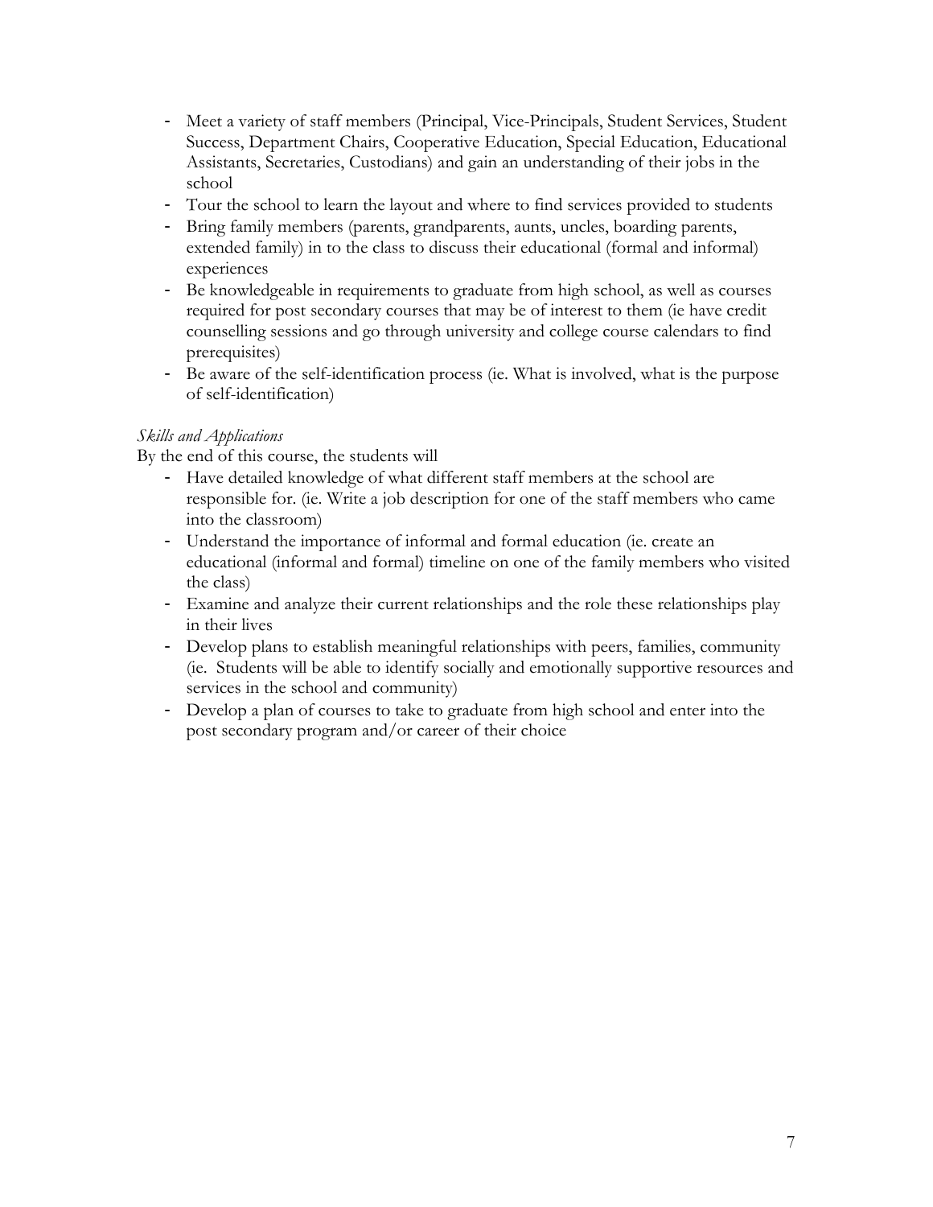- Meet a variety of staff members (Principal, Vice-Principals, Student Services, Student Success, Department Chairs, Cooperative Education, Special Education, Educational Assistants, Secretaries, Custodians) and gain an understanding of their jobs in the school
- Tour the school to learn the layout and where to find services provided to students
- Bring family members (parents, grandparents, aunts, uncles, boarding parents, extended family) in to the class to discuss their educational (formal and informal) experiences
- Be knowledgeable in requirements to graduate from high school, as well as courses required for post secondary courses that may be of interest to them (ie have credit counselling sessions and go through university and college course calendars to find prerequisites)
- Be aware of the self-identification process (ie. What is involved, what is the purpose of self-identification)

*Skills and Applications*

By the end of this course, the students will

- Have detailed knowledge of what different staff members at the school are responsible for. (ie. Write a job description for one of the staff members who came into the classroom)
- Understand the importance of informal and formal education (ie. create an educational (informal and formal) timeline on one of the family members who visited the class)
- Examine and analyze their current relationships and the role these relationships play in their lives
- Develop plans to establish meaningful relationships with peers, families, community (ie. Students will be able to identify socially and emotionally supportive resources and services in the school and community)
- Develop a plan of courses to take to graduate from high school and enter into the post secondary program and/or career of their choice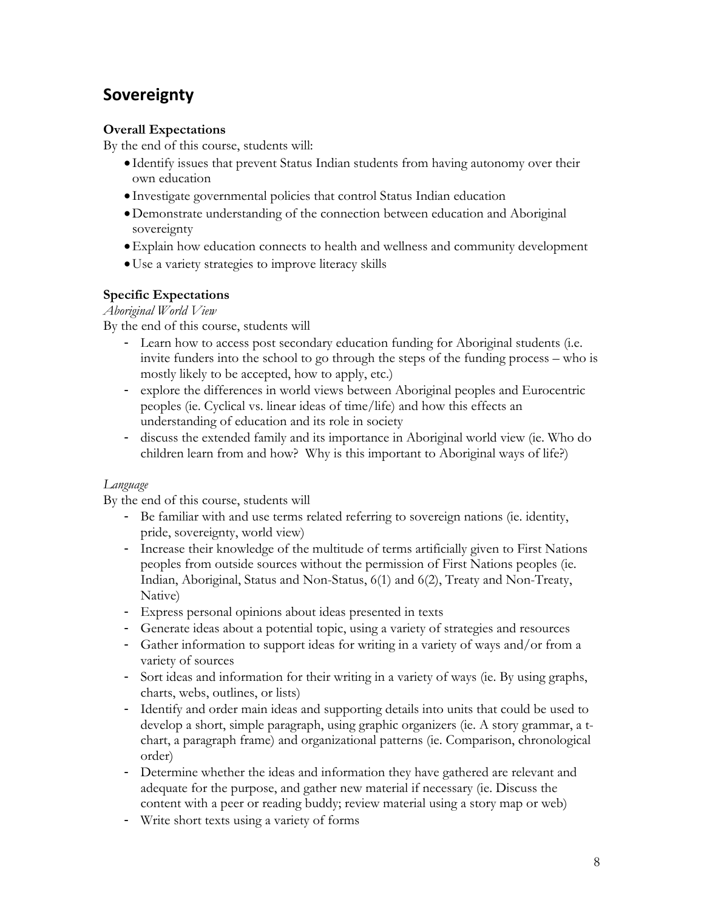## Sovereignty

**Overall Expectations**

By the end of this course, students will:

- Identify issues that prevent Status Indian students from having autonomy over their own education
- Investigate governmental policies that control Status Indian education
- Demonstrate understanding of the connection between education and Aboriginal sovereignty
- Explain how education connects to health and wellness and community development
- Use a variety strategies to improve literacy skills

**Specific Expectations**

*Aboriginal World View*

By the end of this course, students will

- Learn how to access post secondary education funding for Aboriginal students (i.e. invite funders into the school to go through the steps of the funding process – who is mostly likely to be accepted, how to apply, etc.)
- explore the differences in world views between Aboriginal peoples and Eurocentric peoples (ie. Cyclical vs. linear ideas of time/life) and how this effects an understanding of education and its role in society
- discuss the extended family and its importance in Aboriginal world view (ie. Who do children learn from and how? Why is this important to Aboriginal ways of life?)

*Language*

By the end of this course, students will

- Be familiar with and use terms related referring to sovereign nations (ie. identity, pride, sovereignty, world view)
- Increase their knowledge of the multitude of terms artificially given to First Nations peoples from outside sources without the permission of First Nations peoples (ie. Indian, Aboriginal, Status and Non-Status, 6(1) and 6(2), Treaty and Non-Treaty, Native)
- Express personal opinions about ideas presented in texts
- Generate ideas about a potential topic, using a variety of strategies and resources
- Gather information to support ideas for writing in a variety of ways and/or from a variety of sources
- Sort ideas and information for their writing in a variety of ways (ie. By using graphs, charts, webs, outlines, or lists)
- Identify and order main ideas and supporting details into units that could be used to develop a short, simple paragraph, using graphic organizers (ie. A story grammar, a t-chart, a paragraph frame) and organizational patterns (ie. Comparison, chronological order)
- Determine whether the ideas and information they have gathered are relevant and adequate for the purpose, and gather new material if necessary (ie. Discuss the content with a peer or reading buddy; review material using a story map or web)
- Write short texts using a variety of forms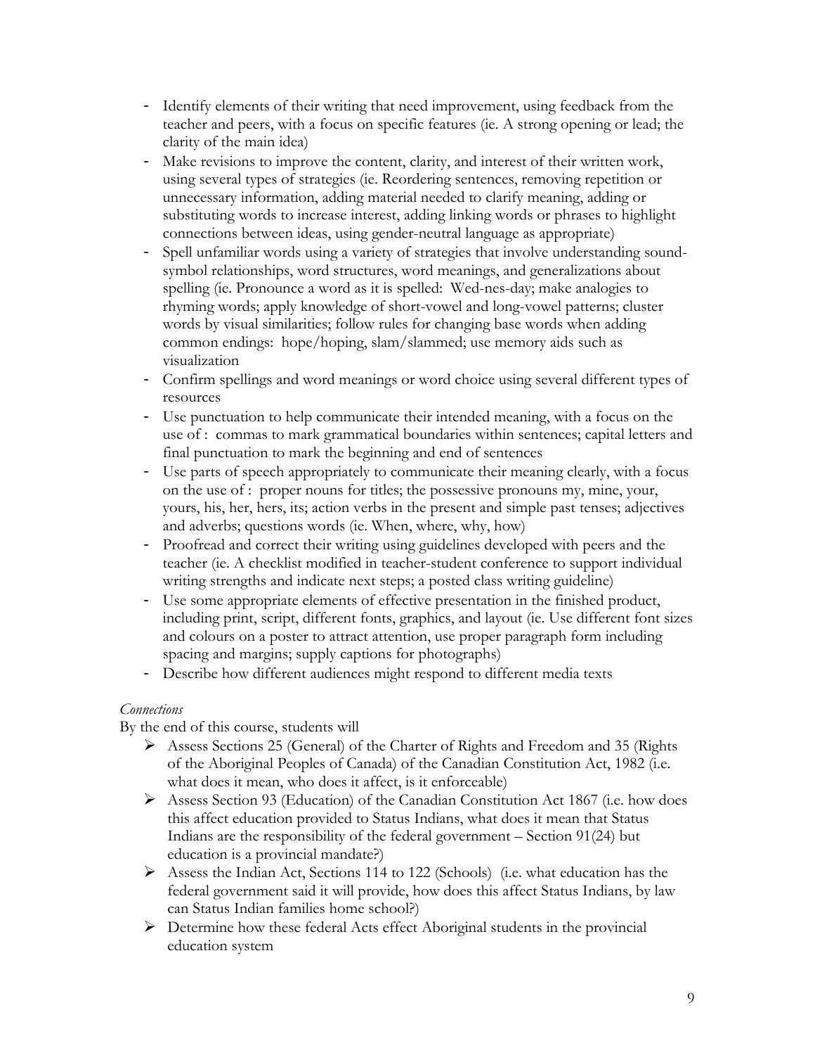- Identify elements of their writing that need improvement, using feedback from the teacher and peers, with a focus on specific features (ie. A strong opening or lead; the clarity of the main idea)
- Make revisions to improve the content, clarity, and interest of their written work, using several types of strategies (ie. Reordering sentences, removing repetition or unnecessary information, adding material needed to clarify meaning, adding or substituting words to increase interest, adding linking words or phrases to highlight connections between ideas, using gender-neutral language as appropriate)
- Spell unfamiliar words using a variety of strategies that involve understanding sound-symbol relationships, word structures, word meanings, and generalizations about spelling (ie. Pronounce a word as it is spelled: Wed-nes-day; make analogies to rhyming words; apply knowledge of short-vowel and long-vowel patterns; cluster words by visual similarities; follow rules for changing base words when adding common endings: hope/hoping, slam/slammed; use memory aids such as visualization
- Confirm spellings and word meanings or word choice using several different types of resources
- Use punctuation to help communicate their intended meaning, with a focus on the use of : commas to mark grammatical boundaries within sentences; capital letters and final punctuation to mark the beginning and end of sentences
- Use parts of speech appropriately to communicate their meaning clearly, with a focus on the use of : proper nouns for titles; the possessive pronouns my, mine, your, yours, his, her, hers, its; action verbs in the present and simple past tenses; adjectives and adverbs; questions words (ie. When, where, why, how)
- Proofread and correct their writing using guidelines developed with peers and the teacher (ie. A checklist modified in teacher-student conference to support individual writing strengths and indicate next steps; a posted class writing guideline)
- Use some appropriate elements of effective presentation in the finished product, including print, script, different fonts, graphics, and layout (ie. Use different font sizes and colours on a poster to attract attention, use proper paragraph form including spacing and margins; supply captions for photographs)
- Describe how different audiences might respond to different media texts

*Connections*

By the end of this course, students will

- Assess Sections 25 (General) of the Charter of Rights and Freedom and 35 (Rights of the Aboriginal Peoples of Canada) of the Canadian Constitution Act, 1982 (i.e. what does it mean, who does it affect, is it enforceable)
- Assess Section 93 (Education) of the Canadian Constitution Act 1867 (i.e. how does this affect education provided to Status Indians, what does it mean that Status Indians are the responsibility of the federal government – Section 91(24) but education is a provincial mandate?)
- Assess the Indian Act, Sections 114 to 122 (Schools) (i.e. what education has the federal government said it will provide, how does this affect Status Indians, by law can Status Indian families home school?)
- Determine how these federal Acts effect Aboriginal students in the provincial education system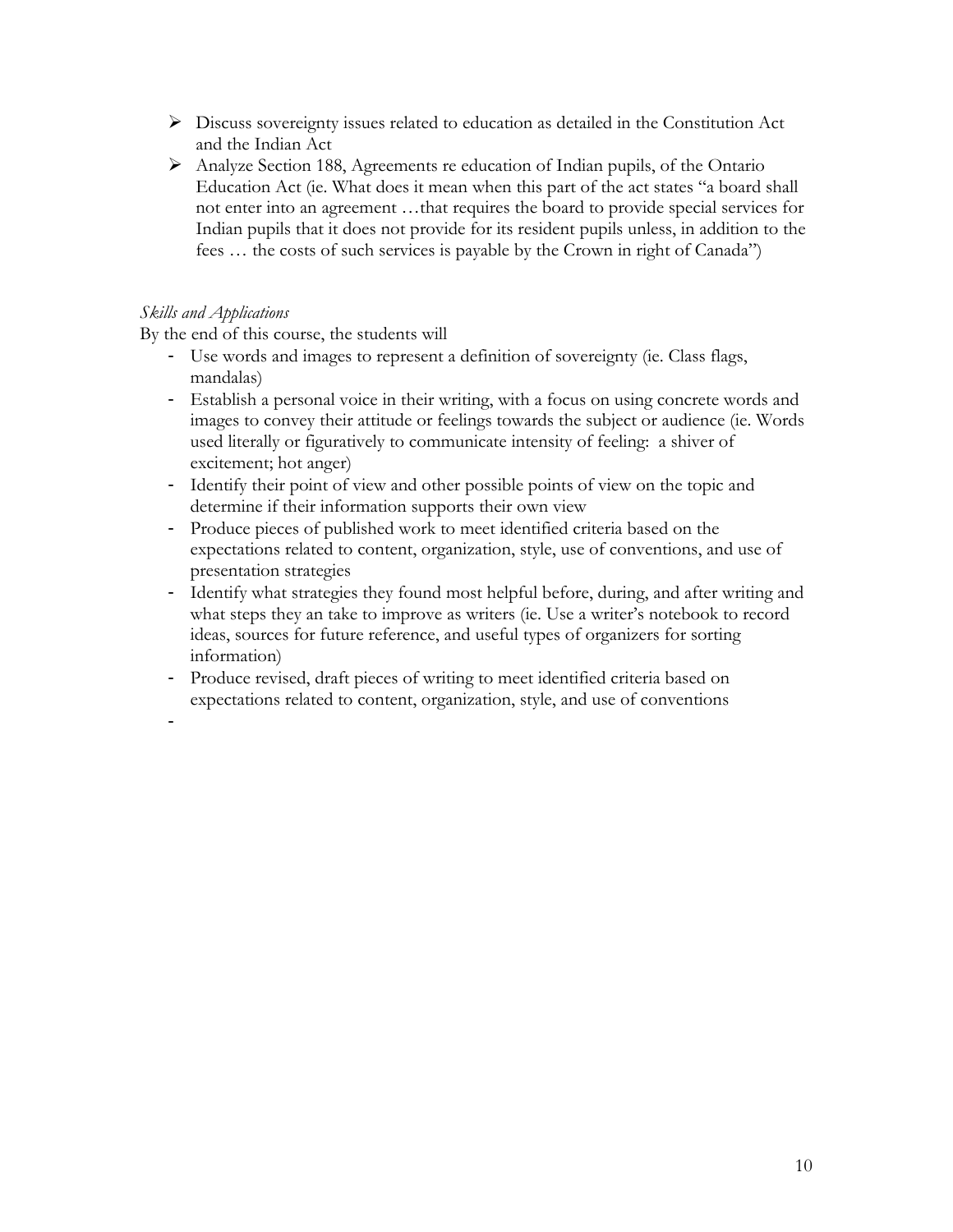- Discuss sovereignty issues related to education as detailed in the Constitution Act and the Indian Act
- Analyze Section 188, Agreements re education of Indian pupils, of the Ontario Education Act (ie. What does it mean when this part of the act states "a board shall not enter into an agreement …that requires the board to provide special services for Indian pupils that it does not provide for its resident pupils unless, in addition to the fees … the costs of such services is payable by the Crown in right of Canada")

*Skills and Applications*

By the end of this course, the students will

- Use words and images to represent a definition of sovereignty (ie. Class flags, mandalas)
- Establish a personal voice in their writing, with a focus on using concrete words and images to convey their attitude or feelings towards the subject or audience (ie. Words used literally or figuratively to communicate intensity of feeling: a shiver of excitement; hot anger)
- Identify their point of view and other possible points of view on the topic and determine if their information supports their own view
- Produce pieces of published work to meet identified criteria based on the expectations related to content, organization, style, use of conventions, and use of presentation strategies
- Identify what strategies they found most helpful before, during, and after writing and what steps they an take to improve as writers (ie. Use a writer's notebook to record ideas, sources for future reference, and useful types of organizers for sorting information)
- Produce revised, draft pieces of writing to meet identified criteria based on expectations related to content, organization, style, and use of conventions
-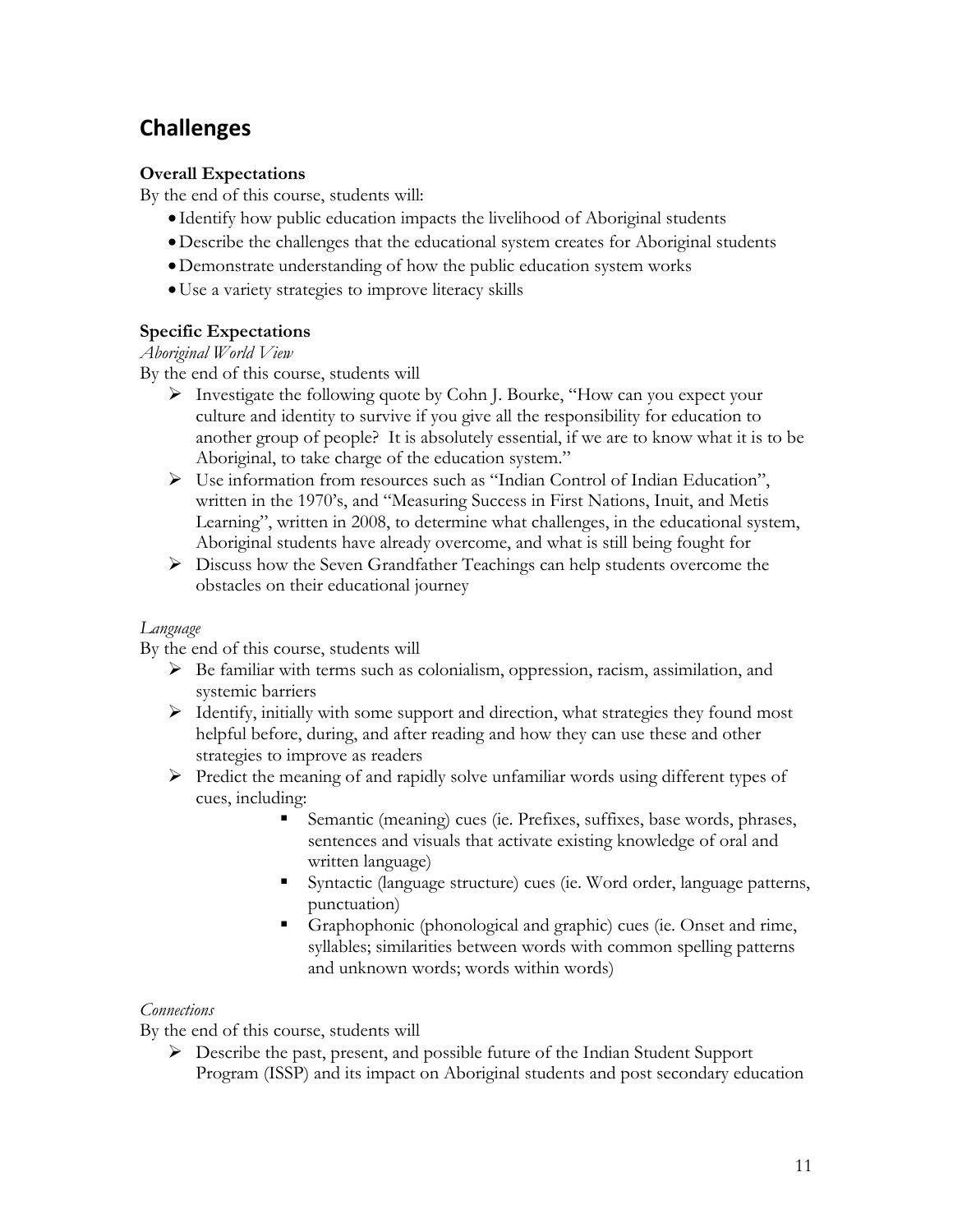## Challenges

**Overall Expectations**

By the end of this course, students will:

- Identify how public education impacts the livelihood of Aboriginal students
- Describe the challenges that the educational system creates for Aboriginal students
- Demonstrate understanding of how the public education system works
- Use a variety strategies to improve literacy skills

**Specific Expectations**

*Aboriginal World View*

By the end of this course, students will

- Investigate the following quote by Cohn J. Bourke, "How can you expect your culture and identity to survive if you give all the responsibility for education to another group of people? It is absolutely essential, if we are to know what it is to be Aboriginal, to take charge of the education system."
- Use information from resources such as "Indian Control of Indian Education", written in the 1970's, and "Measuring Success in First Nations, Inuit, and Metis Learning", written in 2008, to determine what challenges, in the educational system, Aboriginal students have already overcome, and what is still being fought for
- Discuss how the Seven Grandfather Teachings can help students overcome the obstacles on their educational journey

*Language*

By the end of this course, students will

- Be familiar with terms such as colonialism, oppression, racism, assimilation, and systemic barriers
- Identify, initially with some support and direction, what strategies they found most helpful before, during, and after reading and how they can use these and other strategies to improve as readers
- Predict the meaning of and rapidly solve unfamiliar words using different types of cues, including:
    - Semantic (meaning) cues (ie. Prefixes, suffixes, base words, phrases, sentences and visuals that activate existing knowledge of oral and written language)
    - Syntactic (language structure) cues (ie. Word order, language patterns, punctuation)
    - Graphophonic (phonological and graphic) cues (ie. Onset and rime, syllables; similarities between words with common spelling patterns and unknown words; words within words)

*Connections*

By the end of this course, students will

- Describe the past, present, and possible future of the Indian Student Support Program (ISSP) and its impact on Aboriginal students and post secondary education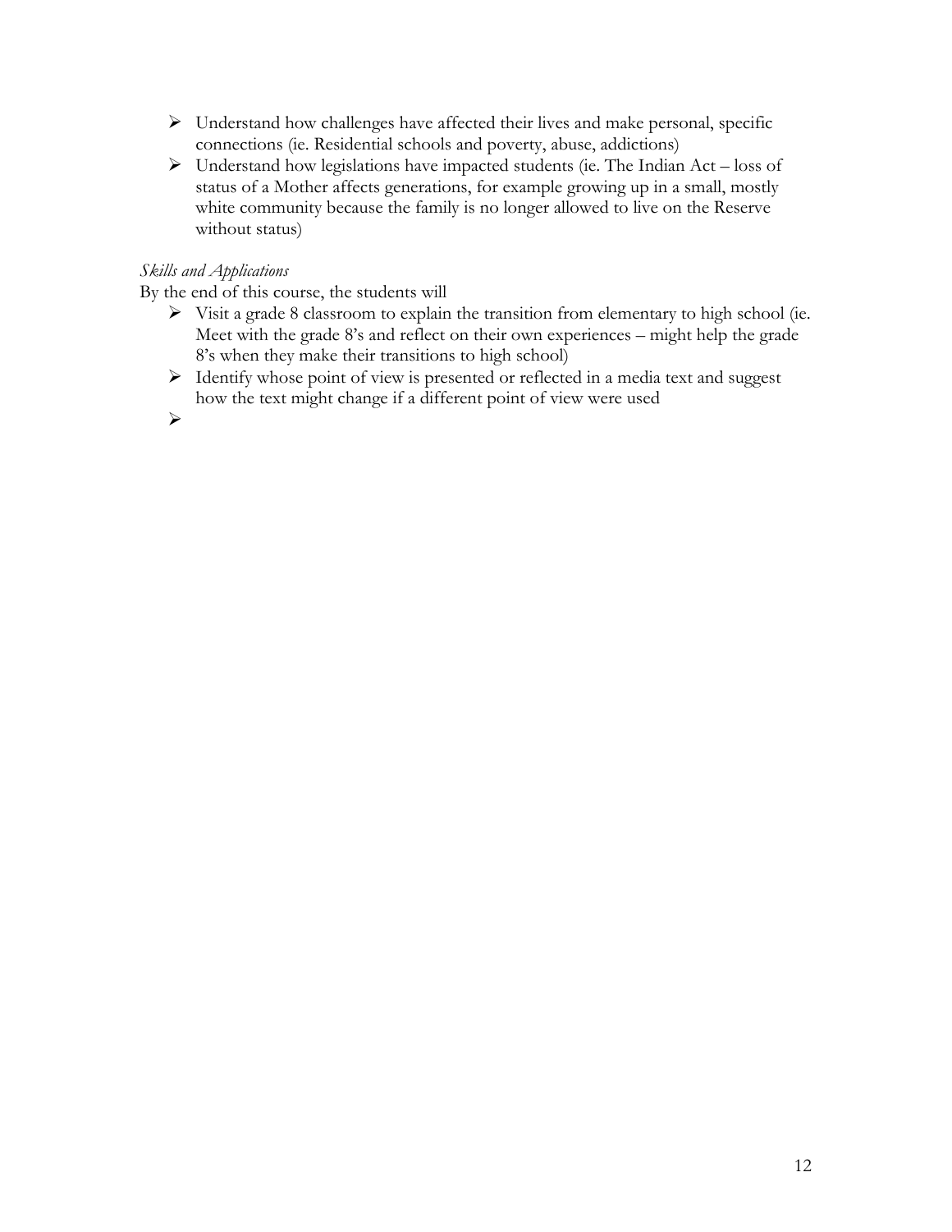- Understand how challenges have affected their lives and make personal, specific connections (ie. Residential schools and poverty, abuse, addictions)
- Understand how legislations have impacted students (ie. The Indian Act – loss of status of a Mother affects generations, for example growing up in a small, mostly white community because the family is no longer allowed to live on the Reserve without status)

*Skills and Applications*

By the end of this course, the students will

- Visit a grade 8 classroom to explain the transition from elementary to high school (ie. Meet with the grade 8's and reflect on their own experiences – might help the grade 8's when they make their transitions to high school)
- Identify whose point of view is presented or reflected in a media text and suggest how the text might change if a different point of view were used
-